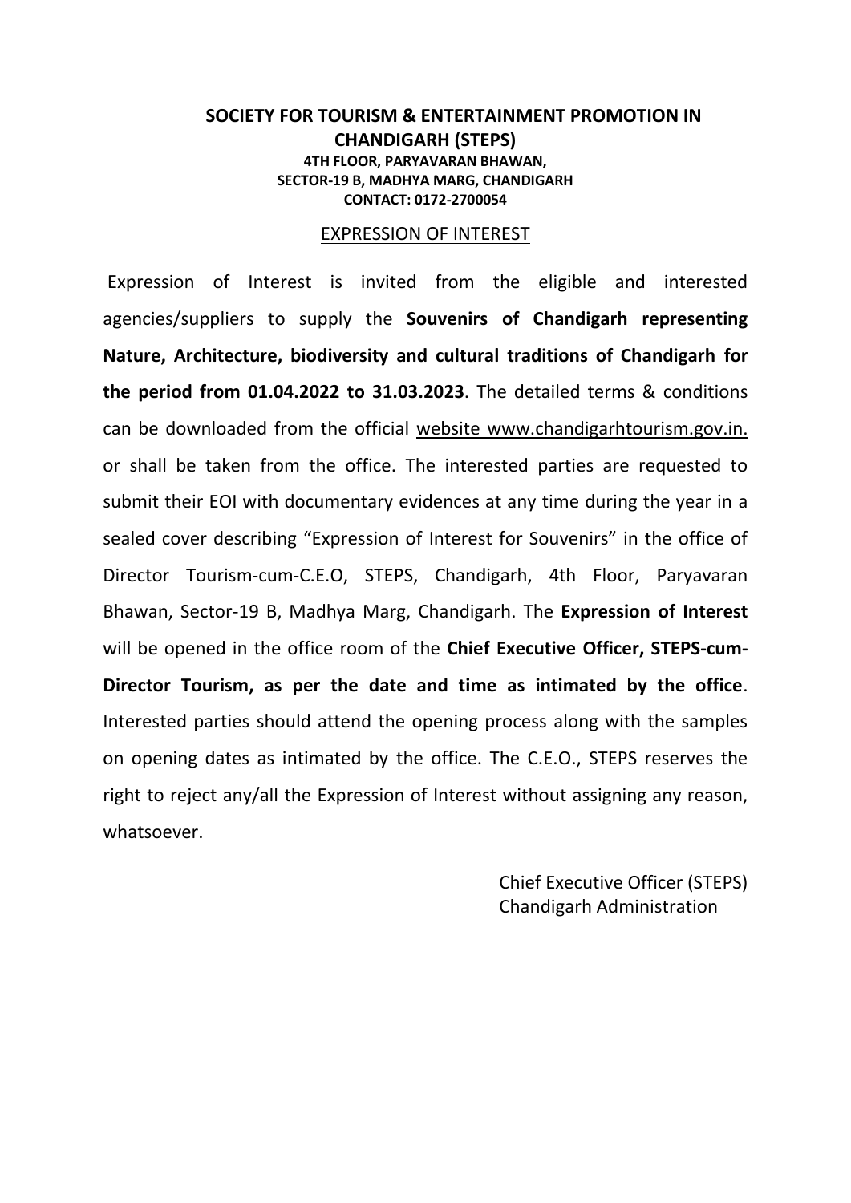# SOCIETY FOR TOURISM & ENTERTAINMENT PROMOTION IN CHANDIGARH (STEPS)

**4TH FLOOR, PARYAVARAN BHAWAN,**
**SECTOR-19 B, MADHYA MARG, CHANDIGARH**
**CONTACT: 0172-2700054**

## EXPRESSION OF INTEREST

Expression of Interest is invited from the eligible and interested agencies/suppliers to supply the **Souvenirs of Chandigarh representing Nature, Architecture, biodiversity and cultural traditions of Chandigarh for the period from 01.04.2022 to 31.03.2023**. The detailed terms & conditions can be downloaded from the official website www.chandigarhtourism.gov.in. or shall be taken from the office. The interested parties are requested to submit their EOI with documentary evidences at any time during the year in a sealed cover describing "Expression of Interest for Souvenirs" in the office of Director Tourism-cum-C.E.O, STEPS, Chandigarh, 4th Floor, Paryavaran Bhawan, Sector-19 B, Madhya Marg, Chandigarh. The **Expression of Interest** will be opened in the office room of the **Chief Executive Officer, STEPS-cum-Director Tourism, as per the date and time as intimated by the office**. Interested parties should attend the opening process along with the samples on opening dates as intimated by the office. The C.E.O., STEPS reserves the right to reject any/all the Expression of Interest without assigning any reason, whatsoever.

Chief Executive Officer (STEPS)
Chandigarh Administration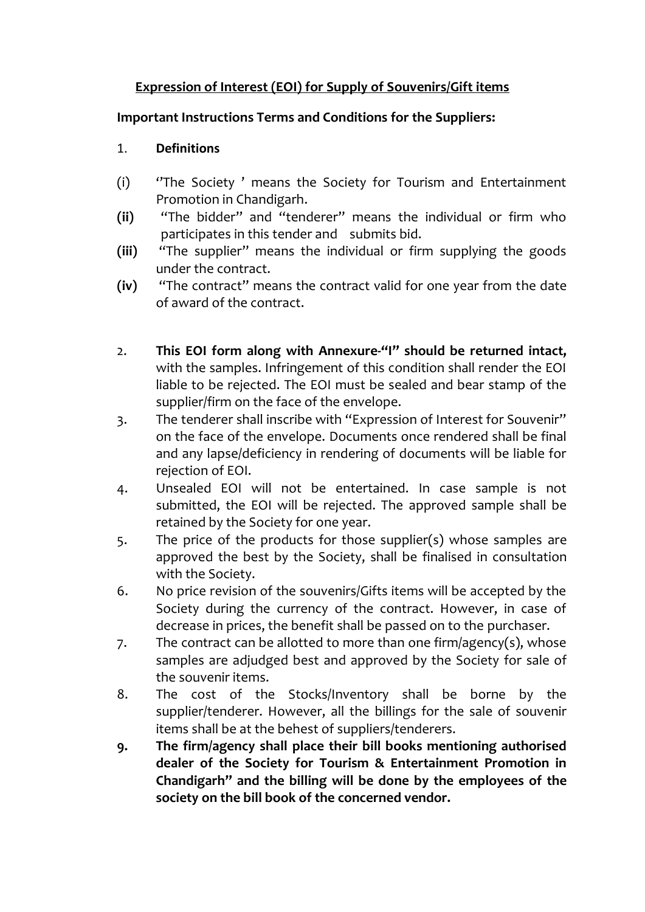**<u>Expression of Interest (EOI) for Supply of Souvenirs/Gift items</u>**

**Important Instructions Terms and Conditions for the Suppliers:**

1. **Definitions**

(i) ''The Society ' means the Society for Tourism and Entertainment Promotion in Chandigarh.

**(ii)** "The bidder" and "tenderer" means the individual or firm who participates in this tender and submits bid.

**(iii)** "The supplier" means the individual or firm supplying the goods under the contract.

**(iv)** "The contract" means the contract valid for one year from the date of award of the contract.

2. **This EOI form along with Annexure-"I" should be returned intact,** with the samples. Infringement of this condition shall render the EOI liable to be rejected. The EOI must be sealed and bear stamp of the supplier/firm on the face of the envelope.
3. The tenderer shall inscribe with "Expression of Interest for Souvenir" on the face of the envelope. Documents once rendered shall be final and any lapse/deficiency in rendering of documents will be liable for rejection of EOI.
4. Unsealed EOI will not be entertained. In case sample is not submitted, the EOI will be rejected. The approved sample shall be retained by the Society for one year.
5. The price of the products for those supplier(s) whose samples are approved the best by the Society, shall be finalised in consultation with the Society.
6. No price revision of the souvenirs/Gifts items will be accepted by the Society during the currency of the contract. However, in case of decrease in prices, the benefit shall be passed on to the purchaser.
7. The contract can be allotted to more than one firm/agency(s), whose samples are adjudged best and approved by the Society for sale of the souvenir items.
8. The cost of the Stocks/Inventory shall be borne by the supplier/tenderer. However, all the billings for the sale of souvenir items shall be at the behest of suppliers/tenderers.
9. **The firm/agency shall place their bill books mentioning authorised dealer of the Society for Tourism & Entertainment Promotion in Chandigarh" and the billing will be done by the employees of the society on the bill book of the concerned vendor.**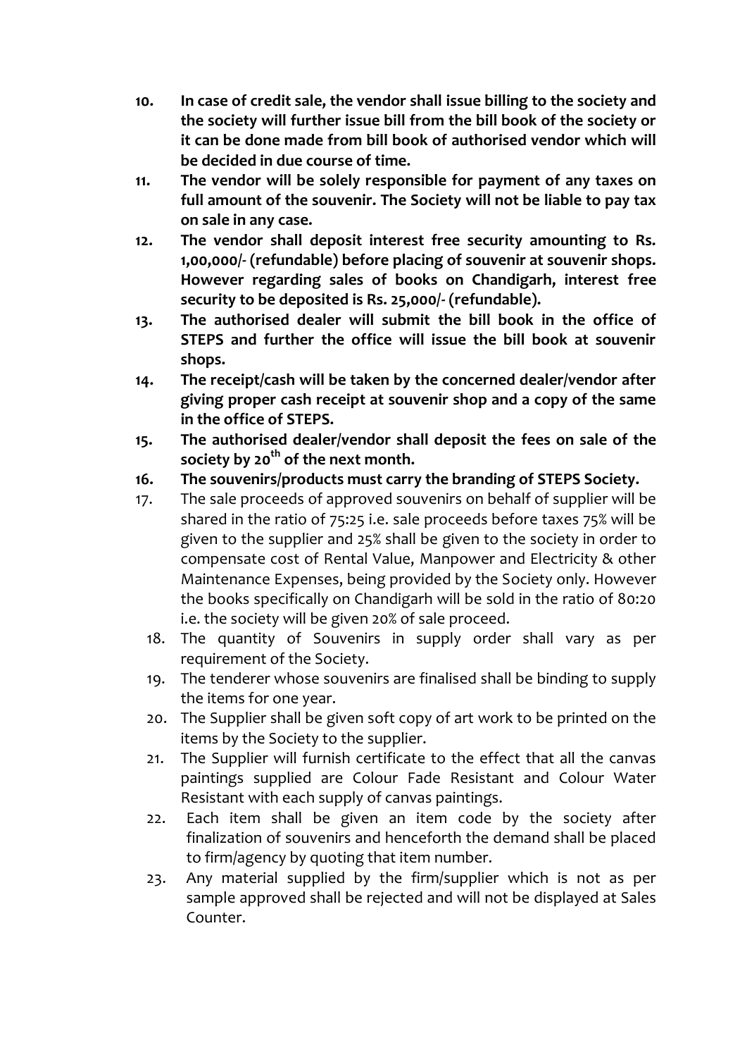10. **In case of credit sale, the vendor shall issue billing to the society and the society will further issue bill from the bill book of the society or it can be done made from bill book of authorised vendor which will be decided in due course of time.**
11. **The vendor will be solely responsible for payment of any taxes on full amount of the souvenir. The Society will not be liable to pay tax on sale in any case.**
12. **The vendor shall deposit interest free security amounting to Rs. 1,00,000/- (refundable) before placing of souvenir at souvenir shops. However regarding sales of books on Chandigarh, interest free security to be deposited is Rs. 25,000/- (refundable).**
13. **The authorised dealer will submit the bill book in the office of STEPS and further the office will issue the bill book at souvenir shops.**
14. **The receipt/cash will be taken by the concerned dealer/vendor after giving proper cash receipt at souvenir shop and a copy of the same in the office of STEPS.**
15. **The authorised dealer/vendor shall deposit the fees on sale of the society by 20th of the next month.**
16. **The souvenirs/products must carry the branding of STEPS Society.**
17. The sale proceeds of approved souvenirs on behalf of supplier will be shared in the ratio of 75:25 i.e. sale proceeds before taxes 75% will be given to the supplier and 25% shall be given to the society in order to compensate cost of Rental Value, Manpower and Electricity & other Maintenance Expenses, being provided by the Society only. However the books specifically on Chandigarh will be sold in the ratio of 80:20 i.e. the society will be given 20% of sale proceed.
18. The quantity of Souvenirs in supply order shall vary as per requirement of the Society.
19. The tenderer whose souvenirs are finalised shall be binding to supply the items for one year.
20. The Supplier shall be given soft copy of art work to be printed on the items by the Society to the supplier.
21. The Supplier will furnish certificate to the effect that all the canvas paintings supplied are Colour Fade Resistant and Colour Water Resistant with each supply of canvas paintings.
22. Each item shall be given an item code by the society after finalization of souvenirs and henceforth the demand shall be placed to firm/agency by quoting that item number.
23. Any material supplied by the firm/supplier which is not as per sample approved shall be rejected and will not be displayed at Sales Counter.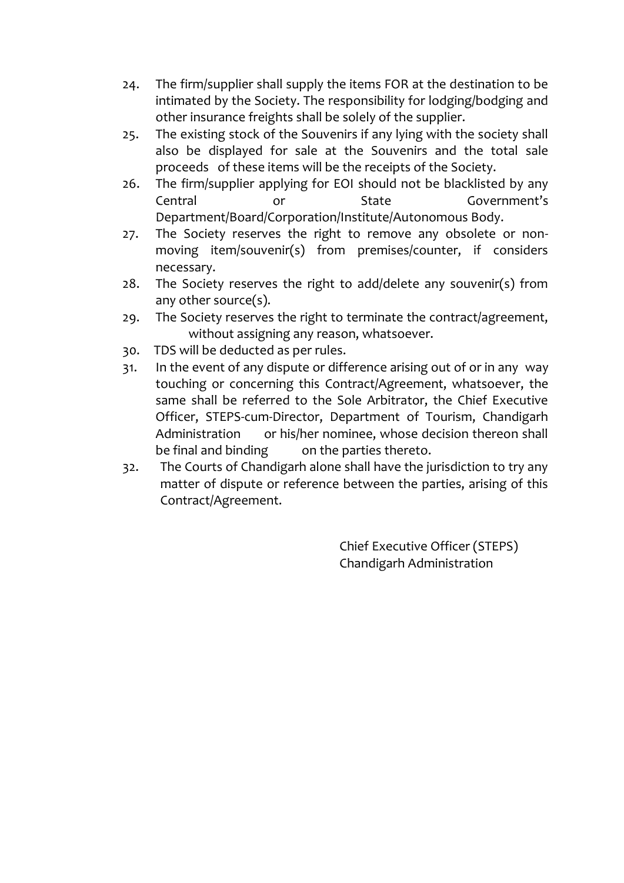24. The firm/supplier shall supply the items FOR at the destination to be intimated by the Society. The responsibility for lodging/bodging and other insurance freights shall be solely of the supplier.
25. The existing stock of the Souvenirs if any lying with the society shall also be displayed for sale at the Souvenirs and the total sale proceeds of these items will be the receipts of the Society.
26. The firm/supplier applying for EOI should not be blacklisted by any Central or State Government's Department/Board/Corporation/Institute/Autonomous Body.
27. The Society reserves the right to remove any obsolete or non-moving item/souvenir(s) from premises/counter, if considers necessary.
28. The Society reserves the right to add/delete any souvenir(s) from any other source(s).
29. The Society reserves the right to terminate the contract/agreement, without assigning any reason, whatsoever.
30. TDS will be deducted as per rules.
31. In the event of any dispute or difference arising out of or in any way touching or concerning this Contract/Agreement, whatsoever, the same shall be referred to the Sole Arbitrator, the Chief Executive Officer, STEPS-cum-Director, Department of Tourism, Chandigarh Administration or his/her nominee, whose decision thereon shall be final and binding on the parties thereto.
32. The Courts of Chandigarh alone shall have the jurisdiction to try any matter of dispute or reference between the parties, arising of this Contract/Agreement.

Chief Executive Officer (STEPS)
Chandigarh Administration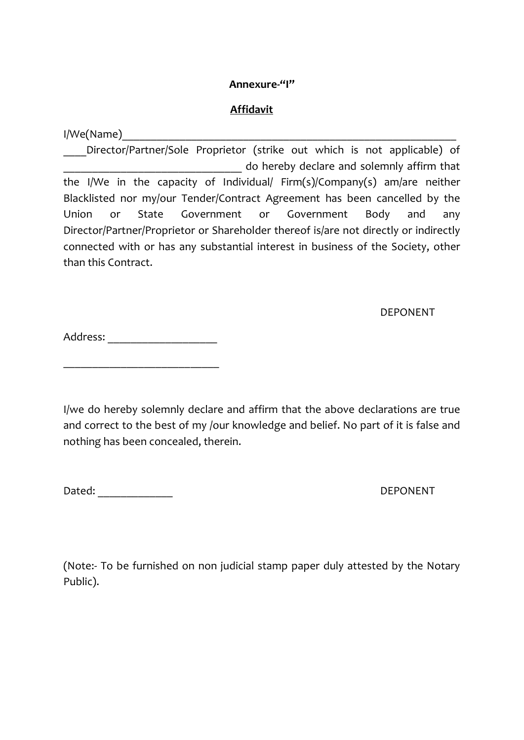**Annexure-"I"**

**Affidavit**

I/We(Name)_______________________________________________________________ ____Director/Partner/Sole Proprietor (strike out which is not applicable) of ________________________________ do hereby declare and solemnly affirm that the I/We in the capacity of Individual/ Firm(s)/Company(s) am/are neither Blacklisted nor my/our Tender/Contract Agreement has been cancelled by the Union or State Government or Government Body and any Director/Partner/Proprietor or Shareholder thereof is/are not directly or indirectly connected with or has any substantial interest in business of the Society, other than this Contract.

DEPONENT

Address: ____________________

____________________________

I/we do hereby solemnly declare and affirm that the above declarations are true and correct to the best of my /our knowledge and belief. No part of it is false and nothing has been concealed, therein.

Dated: ______________ DEPONENT

(Note:- To be furnished on non judicial stamp paper duly attested by the Notary Public).